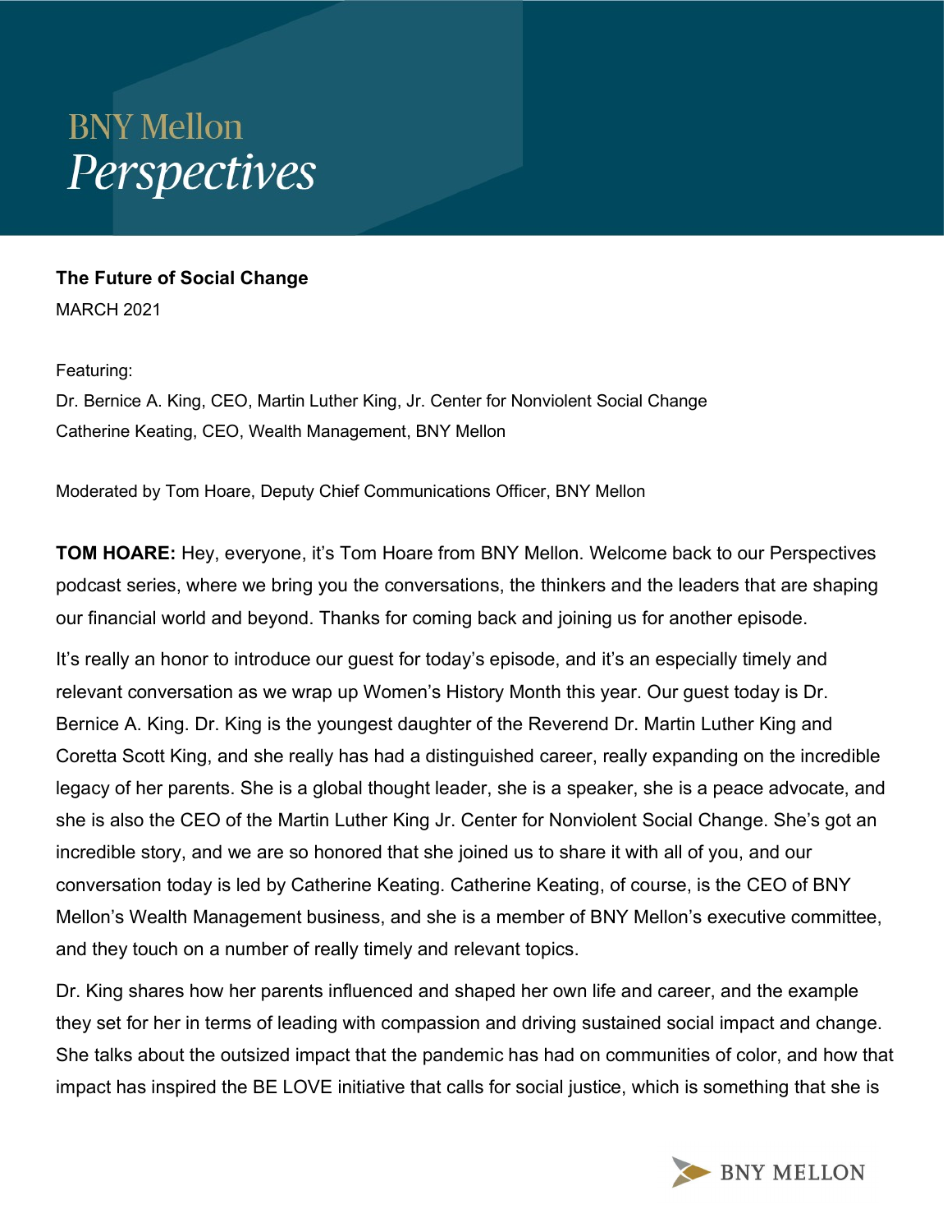# BNY Mellon *Perspectives*

**The Future of Social Change**

MARCH 2021

Featuring:

Dr. Bernice A. King, CEO, Martin Luther King, Jr. Center for Nonviolent Social Change

Catherine Keating, CEO, Wealth Management, BNY Mellon

Moderated by Tom Hoare, Deputy Chief Communications Officer, BNY Mellon

**TOM HOARE:** Hey, everyone, it's Tom Hoare from BNY Mellon. Welcome back to our Perspectives podcast series, where we bring you the conversations, the thinkers and the leaders that are shaping our financial world and beyond. Thanks for coming back and joining us for another episode.

It's really an honor to introduce our guest for today's episode, and it's an especially timely and relevant conversation as we wrap up Women's History Month this year. Our guest today is Dr. Bernice A. King. Dr. King is the youngest daughter of the Reverend Dr. Martin Luther King and Coretta Scott King, and she really has had a distinguished career, really expanding on the incredible legacy of her parents. She is a global thought leader, she is a speaker, she is a peace advocate, and she is also the CEO of the Martin Luther King Jr. Center for Nonviolent Social Change. She's got an incredible story, and we are so honored that she joined us to share it with all of you, and our conversation today is led by Catherine Keating. Catherine Keating, of course, is the CEO of BNY Mellon's Wealth Management business, and she is a member of BNY Mellon's executive committee, and they touch on a number of really timely and relevant topics.

Dr. King shares how her parents influenced and shaped her own life and career, and the example they set for her in terms of leading with compassion and driving sustained social impact and change. She talks about the outsized impact that the pandemic has had on communities of color, and how that impact has inspired the BE LOVE initiative that calls for social justice, which is something that she is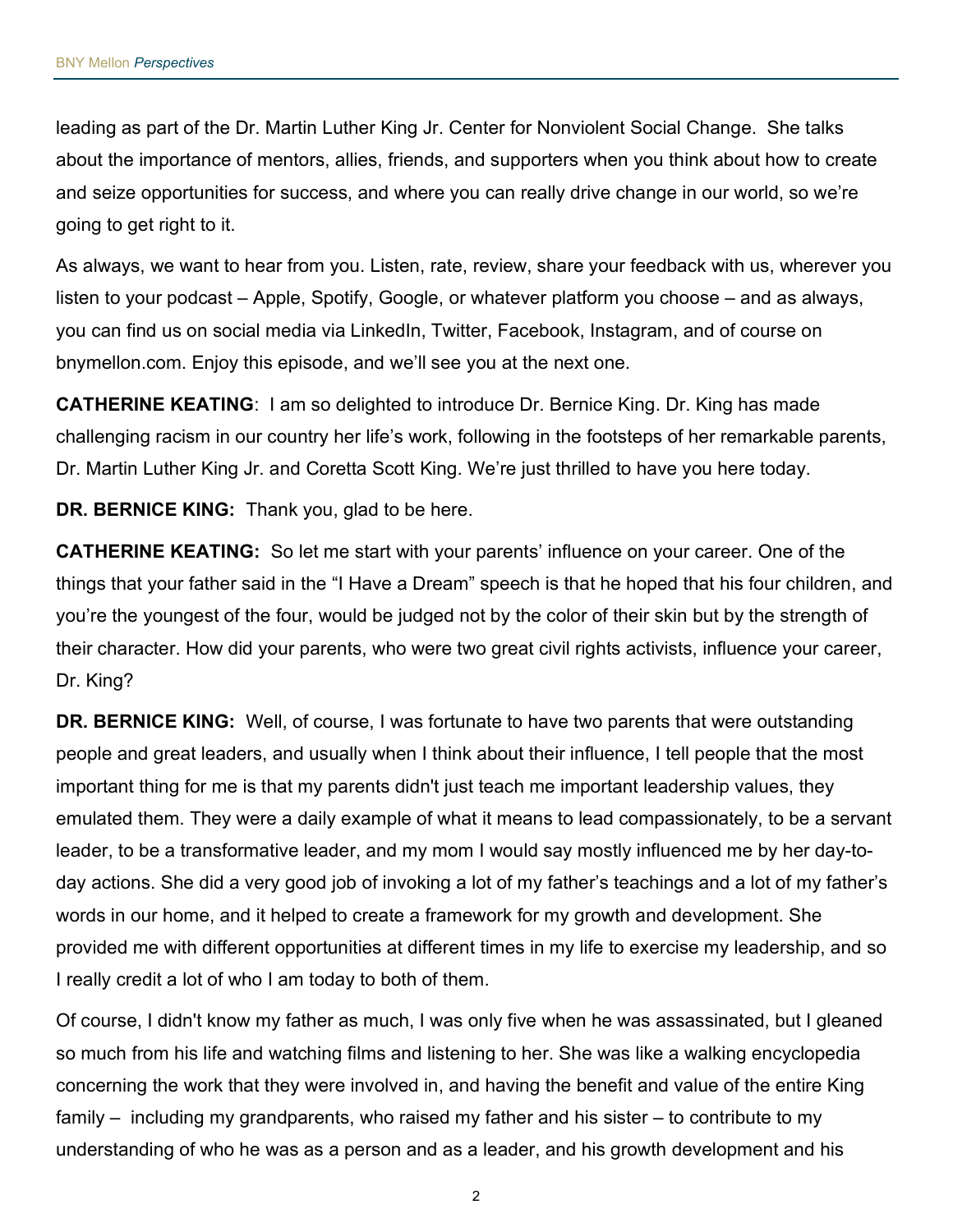leading as part of the Dr. Martin Luther King Jr. Center for Nonviolent Social Change. She talks about the importance of mentors, allies, friends, and supporters when you think about how to create and seize opportunities for success, and where you can really drive change in our world, so we're going to get right to it.

As always, we want to hear from you. Listen, rate, review, share your feedback with us, wherever you listen to your podcast – Apple, Spotify, Google, or whatever platform you choose – and as always, you can find us on social media via LinkedIn, Twitter, Facebook, Instagram, and of course on bnymellon.com. Enjoy this episode, and we'll see you at the next one.

**CATHERINE KEATING**: I am so delighted to introduce Dr. Bernice King. Dr. King has made challenging racism in our country her life's work, following in the footsteps of her remarkable parents, Dr. Martin Luther King Jr. and Coretta Scott King. We're just thrilled to have you here today.

**DR. BERNICE KING:** Thank you, glad to be here.

**CATHERINE KEATING:** So let me start with your parents' influence on your career. One of the things that your father said in the "I Have a Dream" speech is that he hoped that his four children, and you're the youngest of the four, would be judged not by the color of their skin but by the strength of their character. How did your parents, who were two great civil rights activists, influence your career, Dr. King?

**DR. BERNICE KING:** Well, of course, I was fortunate to have two parents that were outstanding people and great leaders, and usually when I think about their influence, I tell people that the most important thing for me is that my parents didn't just teach me important leadership values, they emulated them. They were a daily example of what it means to lead compassionately, to be a servant leader, to be a transformative leader, and my mom I would say mostly influenced me by her day-to-day actions. She did a very good job of invoking a lot of my father's teachings and a lot of my father's words in our home, and it helped to create a framework for my growth and development. She provided me with different opportunities at different times in my life to exercise my leadership, and so I really credit a lot of who I am today to both of them.

Of course, I didn't know my father as much, I was only five when he was assassinated, but I gleaned so much from his life and watching films and listening to her. She was like a walking encyclopedia concerning the work that they were involved in, and having the benefit and value of the entire King family – including my grandparents, who raised my father and his sister – to contribute to my understanding of who he was as a person and as a leader, and his growth development and his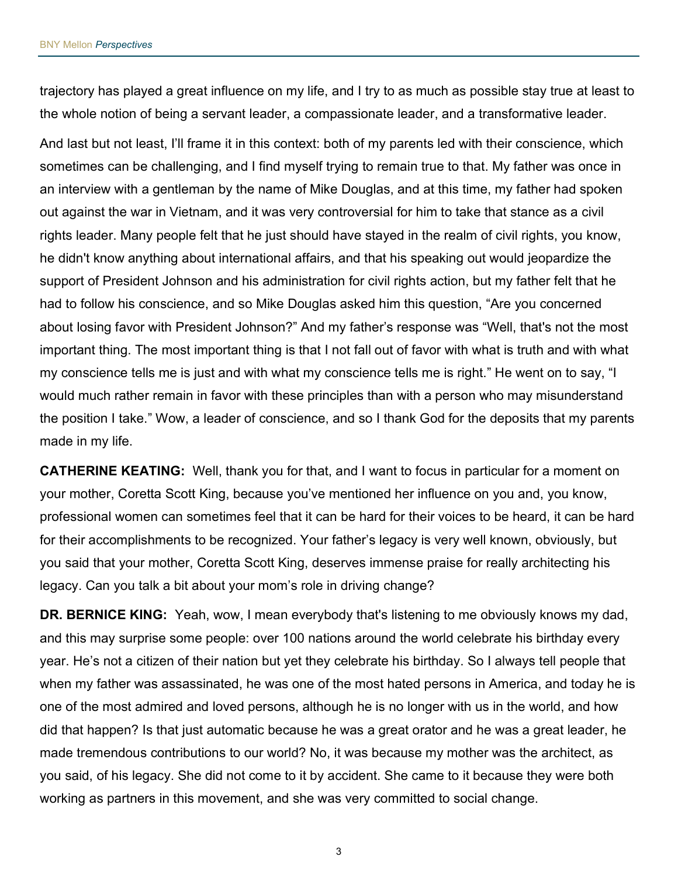trajectory has played a great influence on my life, and I try to as much as possible stay true at least to the whole notion of being a servant leader, a compassionate leader, and a transformative leader.

And last but not least, I'll frame it in this context: both of my parents led with their conscience, which sometimes can be challenging, and I find myself trying to remain true to that. My father was once in an interview with a gentleman by the name of Mike Douglas, and at this time, my father had spoken out against the war in Vietnam, and it was very controversial for him to take that stance as a civil rights leader. Many people felt that he just should have stayed in the realm of civil rights, you know, he didn't know anything about international affairs, and that his speaking out would jeopardize the support of President Johnson and his administration for civil rights action, but my father felt that he had to follow his conscience, and so Mike Douglas asked him this question, "Are you concerned about losing favor with President Johnson?" And my father's response was "Well, that's not the most important thing. The most important thing is that I not fall out of favor with what is truth and with what my conscience tells me is just and with what my conscience tells me is right." He went on to say, "I would much rather remain in favor with these principles than with a person who may misunderstand the position I take." Wow, a leader of conscience, and so I thank God for the deposits that my parents made in my life.

**CATHERINE KEATING:** Well, thank you for that, and I want to focus in particular for a moment on your mother, Coretta Scott King, because you've mentioned her influence on you and, you know, professional women can sometimes feel that it can be hard for their voices to be heard, it can be hard for their accomplishments to be recognized. Your father's legacy is very well known, obviously, but you said that your mother, Coretta Scott King, deserves immense praise for really architecting his legacy. Can you talk a bit about your mom's role in driving change?

**DR. BERNICE KING:** Yeah, wow, I mean everybody that's listening to me obviously knows my dad, and this may surprise some people: over 100 nations around the world celebrate his birthday every year. He's not a citizen of their nation but yet they celebrate his birthday. So I always tell people that when my father was assassinated, he was one of the most hated persons in America, and today he is one of the most admired and loved persons, although he is no longer with us in the world, and how did that happen? Is that just automatic because he was a great orator and he was a great leader, he made tremendous contributions to our world? No, it was because my mother was the architect, as you said, of his legacy. She did not come to it by accident. She came to it because they were both working as partners in this movement, and she was very committed to social change.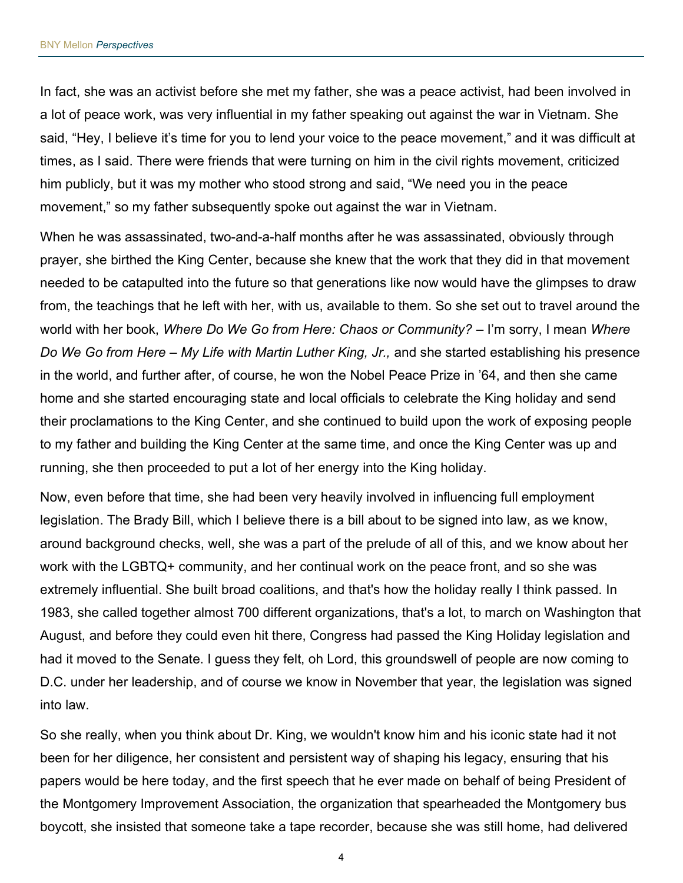In fact, she was an activist before she met my father, she was a peace activist, had been involved in a lot of peace work, was very influential in my father speaking out against the war in Vietnam. She said, "Hey, I believe it's time for you to lend your voice to the peace movement," and it was difficult at times, as I said. There were friends that were turning on him in the civil rights movement, criticized him publicly, but it was my mother who stood strong and said, "We need you in the peace movement," so my father subsequently spoke out against the war in Vietnam.

When he was assassinated, two-and-a-half months after he was assassinated, obviously through prayer, she birthed the King Center, because she knew that the work that they did in that movement needed to be catapulted into the future so that generations like now would have the glimpses to draw from, the teachings that he left with her, with us, available to them. So she set out to travel around the world with her book, *Where Do We Go from Here: Chaos or Community?* – I'm sorry, I mean *Where Do We Go from Here – My Life with Martin Luther King, Jr.,* and she started establishing his presence in the world, and further after, of course, he won the Nobel Peace Prize in '64, and then she came home and she started encouraging state and local officials to celebrate the King holiday and send their proclamations to the King Center, and she continued to build upon the work of exposing people to my father and building the King Center at the same time, and once the King Center was up and running, she then proceeded to put a lot of her energy into the King holiday.

Now, even before that time, she had been very heavily involved in influencing full employment legislation. The Brady Bill, which I believe there is a bill about to be signed into law, as we know, around background checks, well, she was a part of the prelude of all of this, and we know about her work with the LGBTQ+ community, and her continual work on the peace front, and so she was extremely influential. She built broad coalitions, and that's how the holiday really I think passed. In 1983, she called together almost 700 different organizations, that's a lot, to march on Washington that August, and before they could even hit there, Congress had passed the King Holiday legislation and had it moved to the Senate. I guess they felt, oh Lord, this groundswell of people are now coming to D.C. under her leadership, and of course we know in November that year, the legislation was signed into law.

So she really, when you think about Dr. King, we wouldn't know him and his iconic state had it not been for her diligence, her consistent and persistent way of shaping his legacy, ensuring that his papers would be here today, and the first speech that he ever made on behalf of being President of the Montgomery Improvement Association, the organization that spearheaded the Montgomery bus boycott, she insisted that someone take a tape recorder, because she was still home, had delivered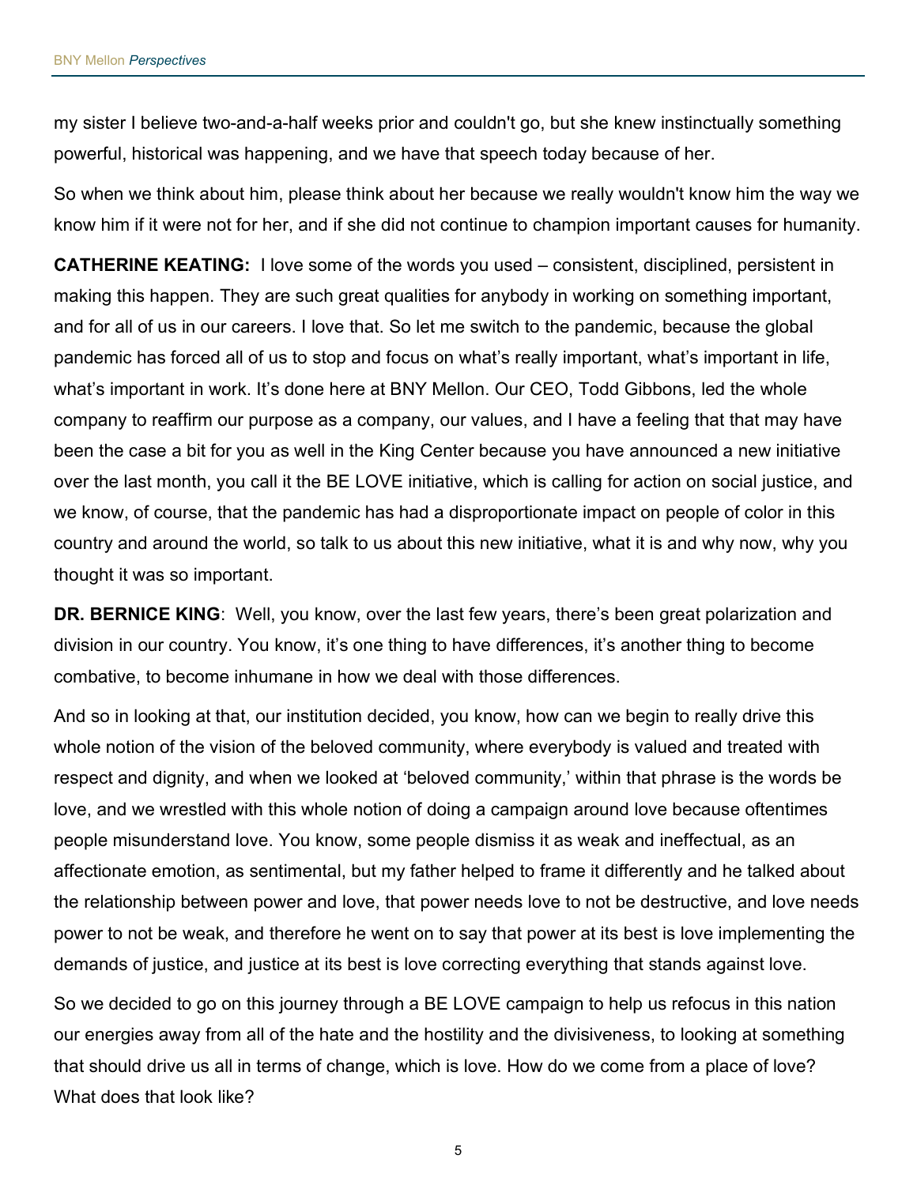my sister I believe two-and-a-half weeks prior and couldn't go, but she knew instinctually something powerful, historical was happening, and we have that speech today because of her.

So when we think about him, please think about her because we really wouldn't know him the way we know him if it were not for her, and if she did not continue to champion important causes for humanity.

**CATHERINE KEATING:** I love some of the words you used – consistent, disciplined, persistent in making this happen. They are such great qualities for anybody in working on something important, and for all of us in our careers. I love that. So let me switch to the pandemic, because the global pandemic has forced all of us to stop and focus on what's really important, what's important in life, what's important in work. It's done here at BNY Mellon. Our CEO, Todd Gibbons, led the whole company to reaffirm our purpose as a company, our values, and I have a feeling that that may have been the case a bit for you as well in the King Center because you have announced a new initiative over the last month, you call it the BE LOVE initiative, which is calling for action on social justice, and we know, of course, that the pandemic has had a disproportionate impact on people of color in this country and around the world, so talk to us about this new initiative, what it is and why now, why you thought it was so important.

**DR. BERNICE KING**: Well, you know, over the last few years, there's been great polarization and division in our country. You know, it's one thing to have differences, it's another thing to become combative, to become inhumane in how we deal with those differences.

And so in looking at that, our institution decided, you know, how can we begin to really drive this whole notion of the vision of the beloved community, where everybody is valued and treated with respect and dignity, and when we looked at 'beloved community,' within that phrase is the words be love, and we wrestled with this whole notion of doing a campaign around love because oftentimes people misunderstand love. You know, some people dismiss it as weak and ineffectual, as an affectionate emotion, as sentimental, but my father helped to frame it differently and he talked about the relationship between power and love, that power needs love to not be destructive, and love needs power to not be weak, and therefore he went on to say that power at its best is love implementing the demands of justice, and justice at its best is love correcting everything that stands against love.

So we decided to go on this journey through a BE LOVE campaign to help us refocus in this nation our energies away from all of the hate and the hostility and the divisiveness, to looking at something that should drive us all in terms of change, which is love. How do we come from a place of love? What does that look like?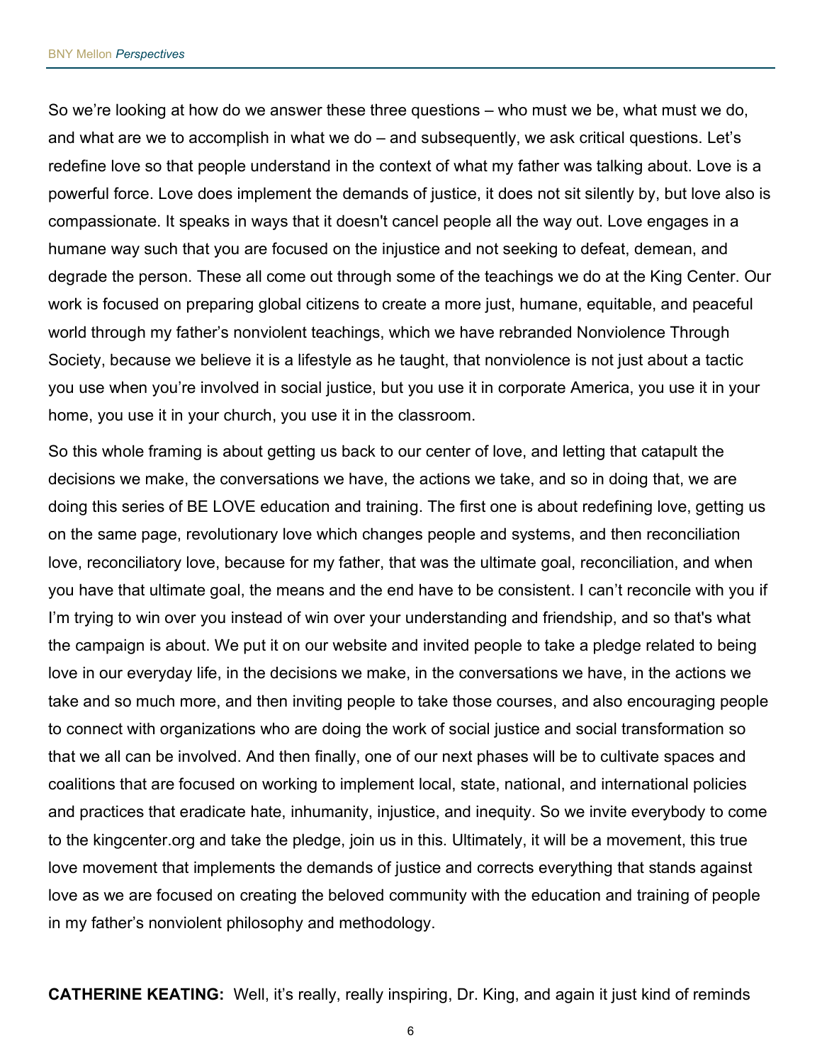So we're looking at how do we answer these three questions – who must we be, what must we do, and what are we to accomplish in what we do – and subsequently, we ask critical questions. Let's redefine love so that people understand in the context of what my father was talking about. Love is a powerful force. Love does implement the demands of justice, it does not sit silently by, but love also is compassionate. It speaks in ways that it doesn't cancel people all the way out. Love engages in a humane way such that you are focused on the injustice and not seeking to defeat, demean, and degrade the person. These all come out through some of the teachings we do at the King Center. Our work is focused on preparing global citizens to create a more just, humane, equitable, and peaceful world through my father's nonviolent teachings, which we have rebranded Nonviolence Through Society, because we believe it is a lifestyle as he taught, that nonviolence is not just about a tactic you use when you're involved in social justice, but you use it in corporate America, you use it in your home, you use it in your church, you use it in the classroom.

So this whole framing is about getting us back to our center of love, and letting that catapult the decisions we make, the conversations we have, the actions we take, and so in doing that, we are doing this series of BE LOVE education and training. The first one is about redefining love, getting us on the same page, revolutionary love which changes people and systems, and then reconciliation love, reconciliatory love, because for my father, that was the ultimate goal, reconciliation, and when you have that ultimate goal, the means and the end have to be consistent. I can't reconcile with you if I'm trying to win over you instead of win over your understanding and friendship, and so that's what the campaign is about. We put it on our website and invited people to take a pledge related to being love in our everyday life, in the decisions we make, in the conversations we have, in the actions we take and so much more, and then inviting people to take those courses, and also encouraging people to connect with organizations who are doing the work of social justice and social transformation so that we all can be involved. And then finally, one of our next phases will be to cultivate spaces and coalitions that are focused on working to implement local, state, national, and international policies and practices that eradicate hate, inhumanity, injustice, and inequity. So we invite everybody to come to the kingcenter.org and take the pledge, join us in this. Ultimately, it will be a movement, this true love movement that implements the demands of justice and corrects everything that stands against love as we are focused on creating the beloved community with the education and training of people in my father's nonviolent philosophy and methodology.

**CATHERINE KEATING:** Well, it's really, really inspiring, Dr. King, and again it just kind of reminds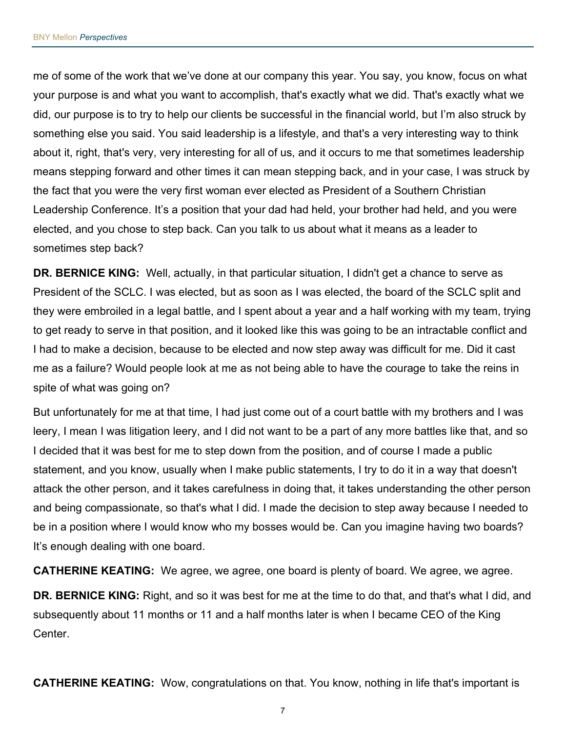me of some of the work that we've done at our company this year. You say, you know, focus on what your purpose is and what you want to accomplish, that's exactly what we did. That's exactly what we did, our purpose is to try to help our clients be successful in the financial world, but I'm also struck by something else you said. You said leadership is a lifestyle, and that's a very interesting way to think about it, right, that's very, very interesting for all of us, and it occurs to me that sometimes leadership means stepping forward and other times it can mean stepping back, and in your case, I was struck by the fact that you were the very first woman ever elected as President of a Southern Christian Leadership Conference. It's a position that your dad had held, your brother had held, and you were elected, and you chose to step back. Can you talk to us about what it means as a leader to sometimes step back?

**DR. BERNICE KING:** Well, actually, in that particular situation, I didn't get a chance to serve as President of the SCLC. I was elected, but as soon as I was elected, the board of the SCLC split and they were embroiled in a legal battle, and I spent about a year and a half working with my team, trying to get ready to serve in that position, and it looked like this was going to be an intractable conflict and I had to make a decision, because to be elected and now step away was difficult for me. Did it cast me as a failure? Would people look at me as not being able to have the courage to take the reins in spite of what was going on?

But unfortunately for me at that time, I had just come out of a court battle with my brothers and I was leery, I mean I was litigation leery, and I did not want to be a part of any more battles like that, and so I decided that it was best for me to step down from the position, and of course I made a public statement, and you know, usually when I make public statements, I try to do it in a way that doesn't attack the other person, and it takes carefulness in doing that, it takes understanding the other person and being compassionate, so that's what I did. I made the decision to step away because I needed to be in a position where I would know who my bosses would be. Can you imagine having two boards? It's enough dealing with one board.

**CATHERINE KEATING:** We agree, we agree, one board is plenty of board. We agree, we agree.

**DR. BERNICE KING:** Right, and so it was best for me at the time to do that, and that's what I did, and subsequently about 11 months or 11 and a half months later is when I became CEO of the King Center.

**CATHERINE KEATING:** Wow, congratulations on that. You know, nothing in life that's important is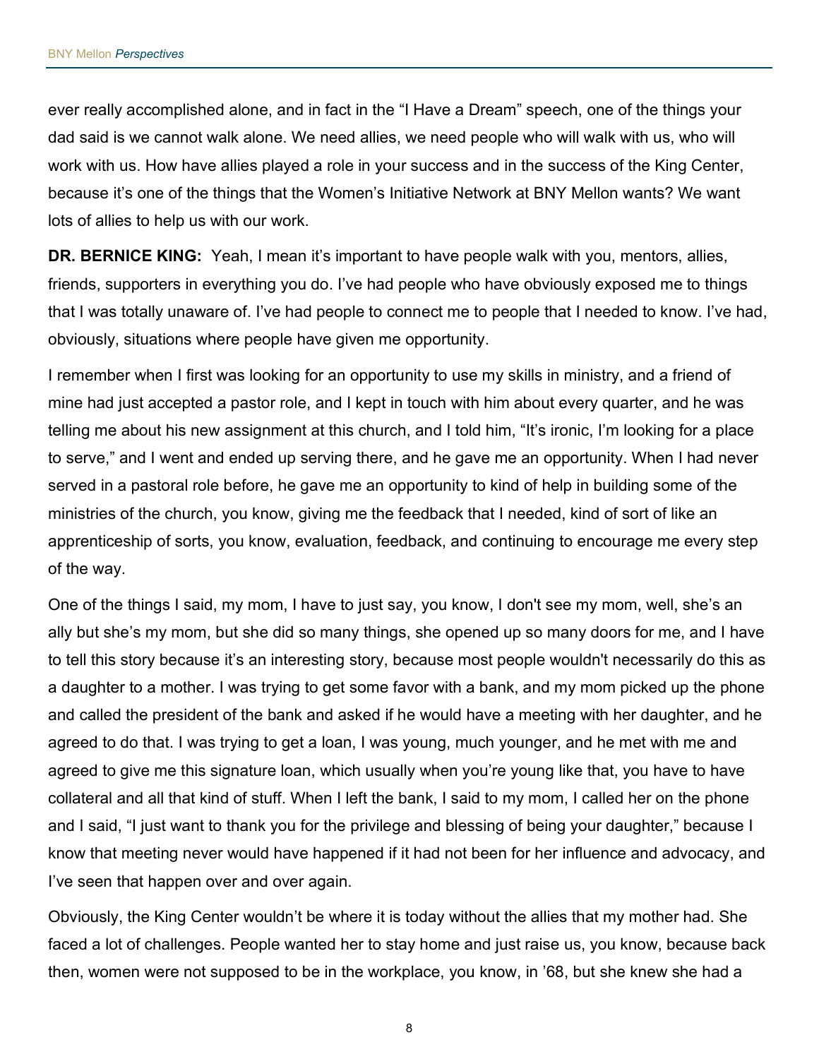ever really accomplished alone, and in fact in the "I Have a Dream" speech, one of the things your dad said is we cannot walk alone. We need allies, we need people who will walk with us, who will work with us. How have allies played a role in your success and in the success of the King Center, because it's one of the things that the Women's Initiative Network at BNY Mellon wants? We want lots of allies to help us with our work.

**DR. BERNICE KING:** Yeah, I mean it's important to have people walk with you, mentors, allies, friends, supporters in everything you do. I've had people who have obviously exposed me to things that I was totally unaware of. I've had people to connect me to people that I needed to know. I've had, obviously, situations where people have given me opportunity.

I remember when I first was looking for an opportunity to use my skills in ministry, and a friend of mine had just accepted a pastor role, and I kept in touch with him about every quarter, and he was telling me about his new assignment at this church, and I told him, "It's ironic, I'm looking for a place to serve," and I went and ended up serving there, and he gave me an opportunity. When I had never served in a pastoral role before, he gave me an opportunity to kind of help in building some of the ministries of the church, you know, giving me the feedback that I needed, kind of sort of like an apprenticeship of sorts, you know, evaluation, feedback, and continuing to encourage me every step of the way.

One of the things I said, my mom, I have to just say, you know, I don't see my mom, well, she's an ally but she's my mom, but she did so many things, she opened up so many doors for me, and I have to tell this story because it's an interesting story, because most people wouldn't necessarily do this as a daughter to a mother. I was trying to get some favor with a bank, and my mom picked up the phone and called the president of the bank and asked if he would have a meeting with her daughter, and he agreed to do that. I was trying to get a loan, I was young, much younger, and he met with me and agreed to give me this signature loan, which usually when you're young like that, you have to have collateral and all that kind of stuff. When I left the bank, I said to my mom, I called her on the phone and I said, "I just want to thank you for the privilege and blessing of being your daughter," because I know that meeting never would have happened if it had not been for her influence and advocacy, and I've seen that happen over and over again.

Obviously, the King Center wouldn't be where it is today without the allies that my mother had. She faced a lot of challenges. People wanted her to stay home and just raise us, you know, because back then, women were not supposed to be in the workplace, you know, in '68, but she knew she had a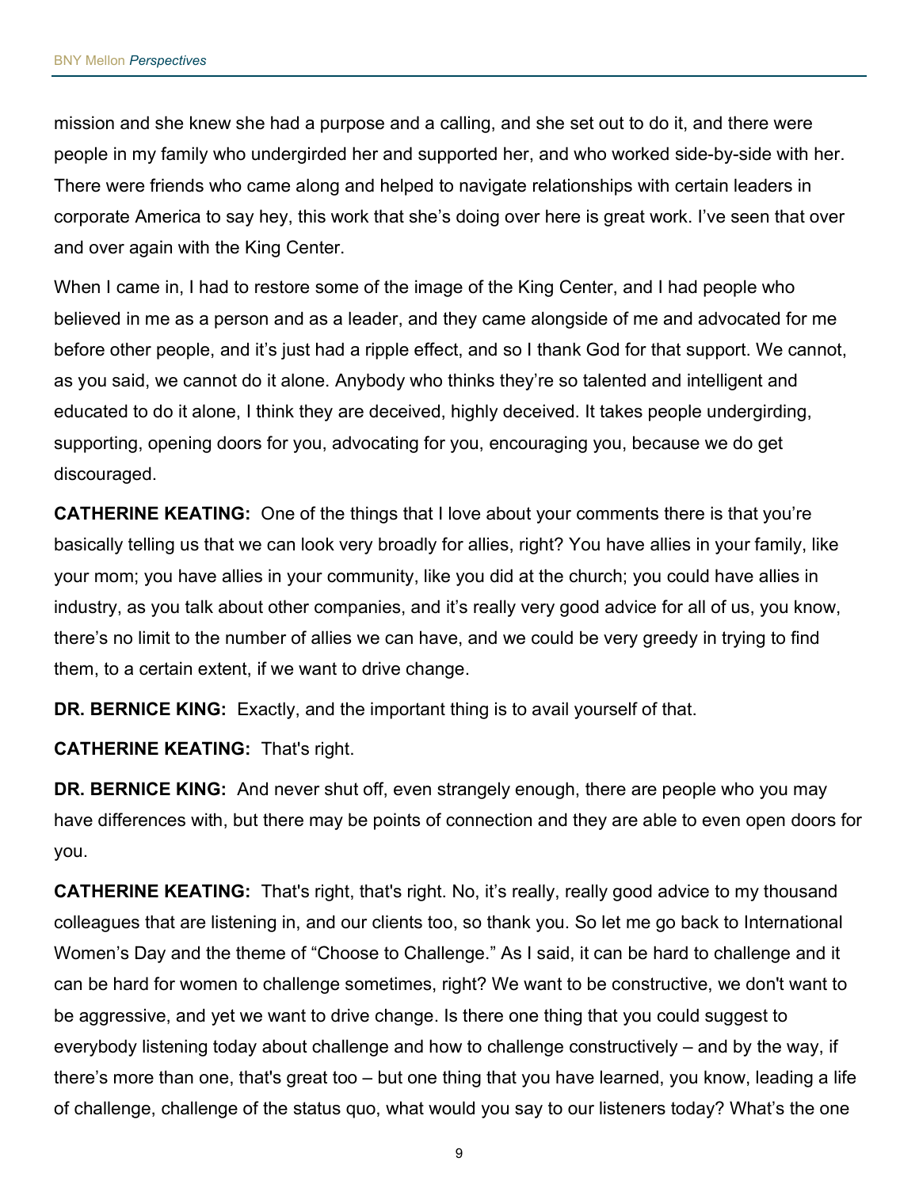mission and she knew she had a purpose and a calling, and she set out to do it, and there were people in my family who undergirded her and supported her, and who worked side-by-side with her. There were friends who came along and helped to navigate relationships with certain leaders in corporate America to say hey, this work that she's doing over here is great work. I've seen that over and over again with the King Center.

When I came in, I had to restore some of the image of the King Center, and I had people who believed in me as a person and as a leader, and they came alongside of me and advocated for me before other people, and it's just had a ripple effect, and so I thank God for that support. We cannot, as you said, we cannot do it alone. Anybody who thinks they're so talented and intelligent and educated to do it alone, I think they are deceived, highly deceived. It takes people undergirding, supporting, opening doors for you, advocating for you, encouraging you, because we do get discouraged.

**CATHERINE KEATING:** One of the things that I love about your comments there is that you're basically telling us that we can look very broadly for allies, right? You have allies in your family, like your mom; you have allies in your community, like you did at the church; you could have allies in industry, as you talk about other companies, and it's really very good advice for all of us, you know, there's no limit to the number of allies we can have, and we could be very greedy in trying to find them, to a certain extent, if we want to drive change.

**DR. BERNICE KING:** Exactly, and the important thing is to avail yourself of that.

**CATHERINE KEATING:** That's right.

**DR. BERNICE KING:** And never shut off, even strangely enough, there are people who you may have differences with, but there may be points of connection and they are able to even open doors for you.

**CATHERINE KEATING:** That's right, that's right. No, it's really, really good advice to my thousand colleagues that are listening in, and our clients too, so thank you. So let me go back to International Women's Day and the theme of "Choose to Challenge." As I said, it can be hard to challenge and it can be hard for women to challenge sometimes, right? We want to be constructive, we don't want to be aggressive, and yet we want to drive change. Is there one thing that you could suggest to everybody listening today about challenge and how to challenge constructively – and by the way, if there's more than one, that's great too – but one thing that you have learned, you know, leading a life of challenge, challenge of the status quo, what would you say to our listeners today? What's the one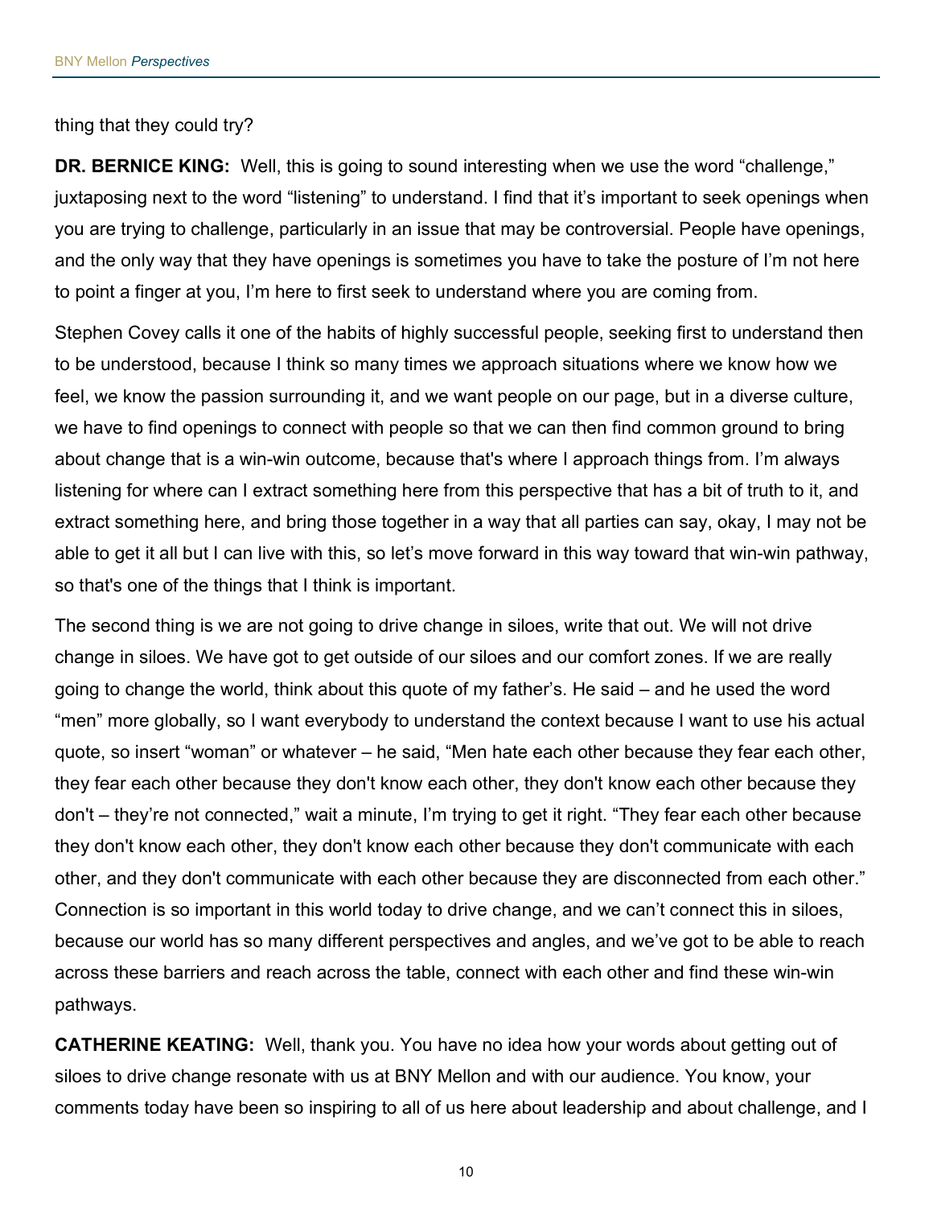thing that they could try?

**DR. BERNICE KING:** Well, this is going to sound interesting when we use the word "challenge," juxtaposing next to the word "listening" to understand. I find that it's important to seek openings when you are trying to challenge, particularly in an issue that may be controversial. People have openings, and the only way that they have openings is sometimes you have to take the posture of I'm not here to point a finger at you, I'm here to first seek to understand where you are coming from.

Stephen Covey calls it one of the habits of highly successful people, seeking first to understand then to be understood, because I think so many times we approach situations where we know how we feel, we know the passion surrounding it, and we want people on our page, but in a diverse culture, we have to find openings to connect with people so that we can then find common ground to bring about change that is a win-win outcome, because that's where I approach things from. I'm always listening for where can I extract something here from this perspective that has a bit of truth to it, and extract something here, and bring those together in a way that all parties can say, okay, I may not be able to get it all but I can live with this, so let's move forward in this way toward that win-win pathway, so that's one of the things that I think is important.

The second thing is we are not going to drive change in siloes, write that out. We will not drive change in siloes. We have got to get outside of our siloes and our comfort zones. If we are really going to change the world, think about this quote of my father's. He said – and he used the word "men" more globally, so I want everybody to understand the context because I want to use his actual quote, so insert "woman" or whatever – he said, "Men hate each other because they fear each other, they fear each other because they don't know each other, they don't know each other because they don't – they're not connected," wait a minute, I'm trying to get it right. "They fear each other because they don't know each other, they don't know each other because they don't communicate with each other, and they don't communicate with each other because they are disconnected from each other." Connection is so important in this world today to drive change, and we can't connect this in siloes, because our world has so many different perspectives and angles, and we've got to be able to reach across these barriers and reach across the table, connect with each other and find these win-win pathways.

**CATHERINE KEATING:** Well, thank you. You have no idea how your words about getting out of siloes to drive change resonate with us at BNY Mellon and with our audience. You know, your comments today have been so inspiring to all of us here about leadership and about challenge, and I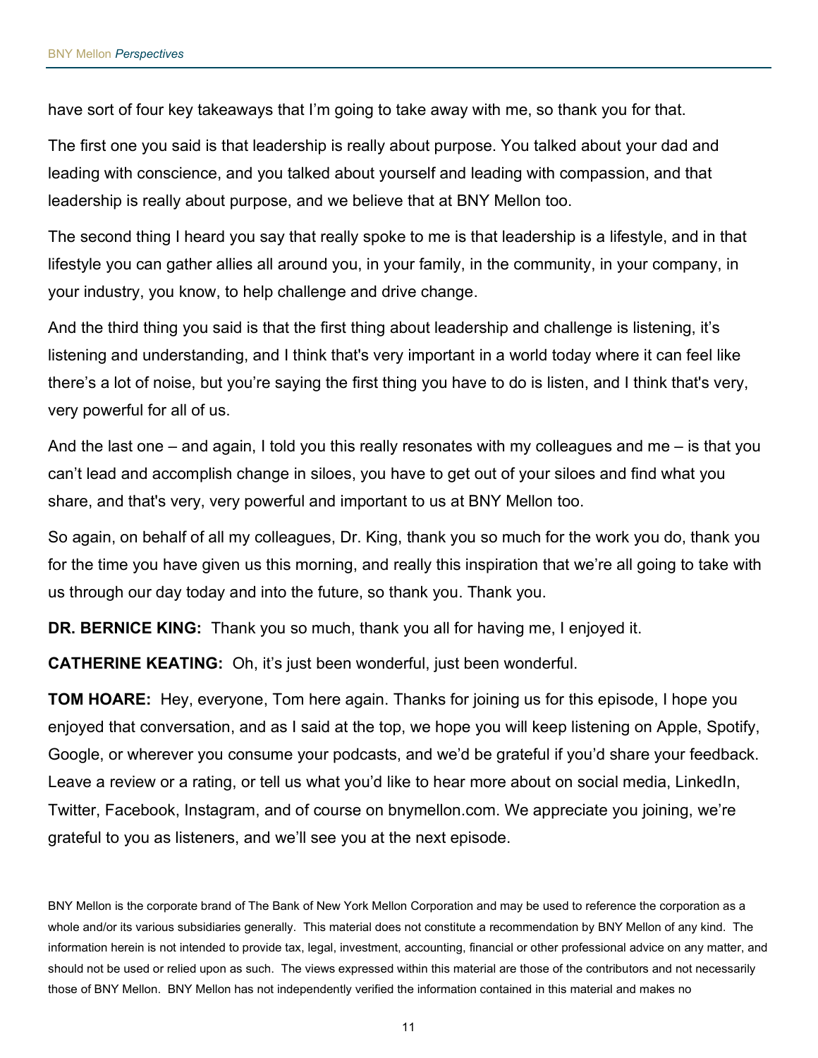have sort of four key takeaways that I'm going to take away with me, so thank you for that.

The first one you said is that leadership is really about purpose. You talked about your dad and leading with conscience, and you talked about yourself and leading with compassion, and that leadership is really about purpose, and we believe that at BNY Mellon too.

The second thing I heard you say that really spoke to me is that leadership is a lifestyle, and in that lifestyle you can gather allies all around you, in your family, in the community, in your company, in your industry, you know, to help challenge and drive change.

And the third thing you said is that the first thing about leadership and challenge is listening, it's listening and understanding, and I think that's very important in a world today where it can feel like there's a lot of noise, but you're saying the first thing you have to do is listen, and I think that's very, very powerful for all of us.

And the last one – and again, I told you this really resonates with my colleagues and me – is that you can't lead and accomplish change in siloes, you have to get out of your siloes and find what you share, and that's very, very powerful and important to us at BNY Mellon too.

So again, on behalf of all my colleagues, Dr. King, thank you so much for the work you do, thank you for the time you have given us this morning, and really this inspiration that we're all going to take with us through our day today and into the future, so thank you. Thank you.

**DR. BERNICE KING:** Thank you so much, thank you all for having me, I enjoyed it.

**CATHERINE KEATING:** Oh, it's just been wonderful, just been wonderful.

**TOM HOARE:** Hey, everyone, Tom here again. Thanks for joining us for this episode, I hope you enjoyed that conversation, and as I said at the top, we hope you will keep listening on Apple, Spotify, Google, or wherever you consume your podcasts, and we'd be grateful if you'd share your feedback. Leave a review or a rating, or tell us what you'd like to hear more about on social media, LinkedIn, Twitter, Facebook, Instagram, and of course on bnymellon.com. We appreciate you joining, we're grateful to you as listeners, and we'll see you at the next episode.

BNY Mellon is the corporate brand of The Bank of New York Mellon Corporation and may be used to reference the corporation as a whole and/or its various subsidiaries generally. This material does not constitute a recommendation by BNY Mellon of any kind. The information herein is not intended to provide tax, legal, investment, accounting, financial or other professional advice on any matter, and should not be used or relied upon as such. The views expressed within this material are those of the contributors and not necessarily those of BNY Mellon. BNY Mellon has not independently verified the information contained in this material and makes no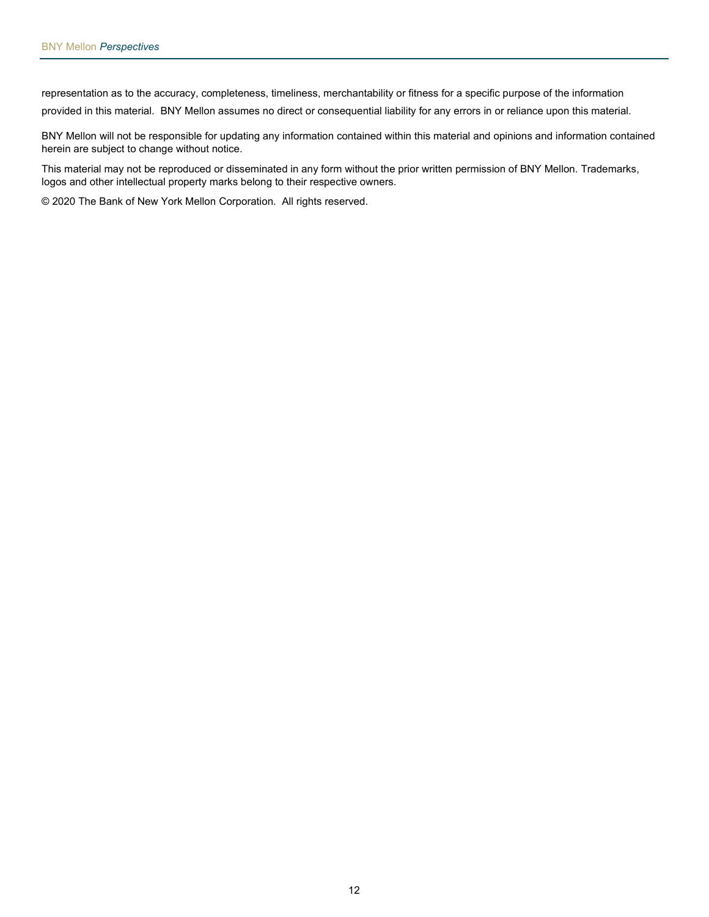representation as to the accuracy, completeness, timeliness, merchantability or fitness for a specific purpose of the information provided in this material. BNY Mellon assumes no direct or consequential liability for any errors in or reliance upon this material.

BNY Mellon will not be responsible for updating any information contained within this material and opinions and information contained herein are subject to change without notice.

This material may not be reproduced or disseminated in any form without the prior written permission of BNY Mellon. Trademarks, logos and other intellectual property marks belong to their respective owners.

© 2020 The Bank of New York Mellon Corporation. All rights reserved.